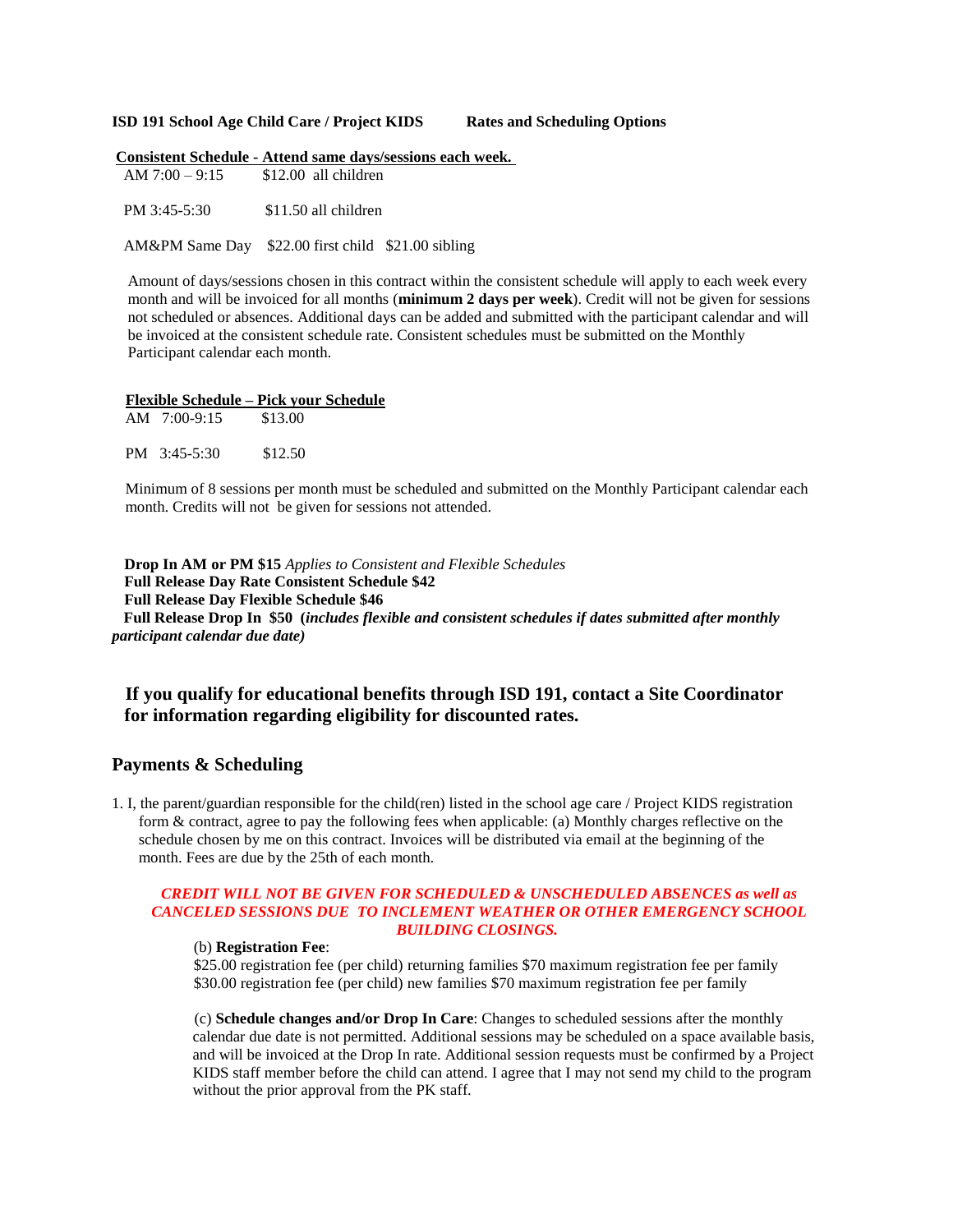**ISD 191 School Age Child Care / Project KIDS        Rates and Scheduling Options**

**Consistent Schedule - Attend same days/sessions each week.**

AM 7:00 – 9:15        $12.00 all children

PM 3:45-5:30        $11.50 all children

AM&PM Same Day    $22.00 first child   $21.00 sibling

Amount of days/sessions chosen in this contract within the consistent schedule will apply to each week every month and will be invoiced for all months (**minimum 2 days per week**). Credit will not be given for sessions not scheduled or absences. Additional days can be added and submitted with the participant calendar and will be invoiced at the consistent schedule rate. Consistent schedules must be submitted on the Monthly Participant calendar each month.

**Flexible Schedule – Pick your Schedule**

AM  7:00-9:15        $13.00

PM  3:45-5:30        $12.50

Minimum of 8 sessions per month must be scheduled and submitted on the Monthly Participant calendar each month. Credits will not be given for sessions not attended.

**Drop In AM or PM $15** *Applies to Consistent and Flexible Schedules*
**Full Release Day Rate Consistent Schedule $42**
**Full Release Day Flexible Schedule $46**
**Full Release Drop In $50 (*includes flexible and consistent schedules if dates submitted after monthly participant calendar due date)***

**If you qualify for educational benefits through ISD 191, contact a Site Coordinator for information regarding eligibility for discounted rates.**

## Payments & Scheduling

1. I, the parent/guardian responsible for the child(ren) listed in the school age care / Project KIDS registration form & contract, agree to pay the following fees when applicable: (a) Monthly charges reflective on the schedule chosen by me on this contract. Invoices will be distributed via email at the beginning of the month. Fees are due by the 25th of each month.

***CREDIT WILL NOT BE GIVEN FOR SCHEDULED & UNSCHEDULED ABSENCES as well as CANCELED SESSIONS DUE TO INCLEMENT WEATHER OR OTHER EMERGENCY SCHOOL BUILDING CLOSINGS.***

(b) **Registration Fee**:
$25.00 registration fee (per child) returning families $70 maximum registration fee per family
$30.00 registration fee (per child) new families $70 maximum registration fee per family

(c) **Schedule changes and/or Drop In Care**: Changes to scheduled sessions after the monthly calendar due date is not permitted. Additional sessions may be scheduled on a space available basis, and will be invoiced at the Drop In rate. Additional session requests must be confirmed by a Project KIDS staff member before the child can attend. I agree that I may not send my child to the program without the prior approval from the PK staff.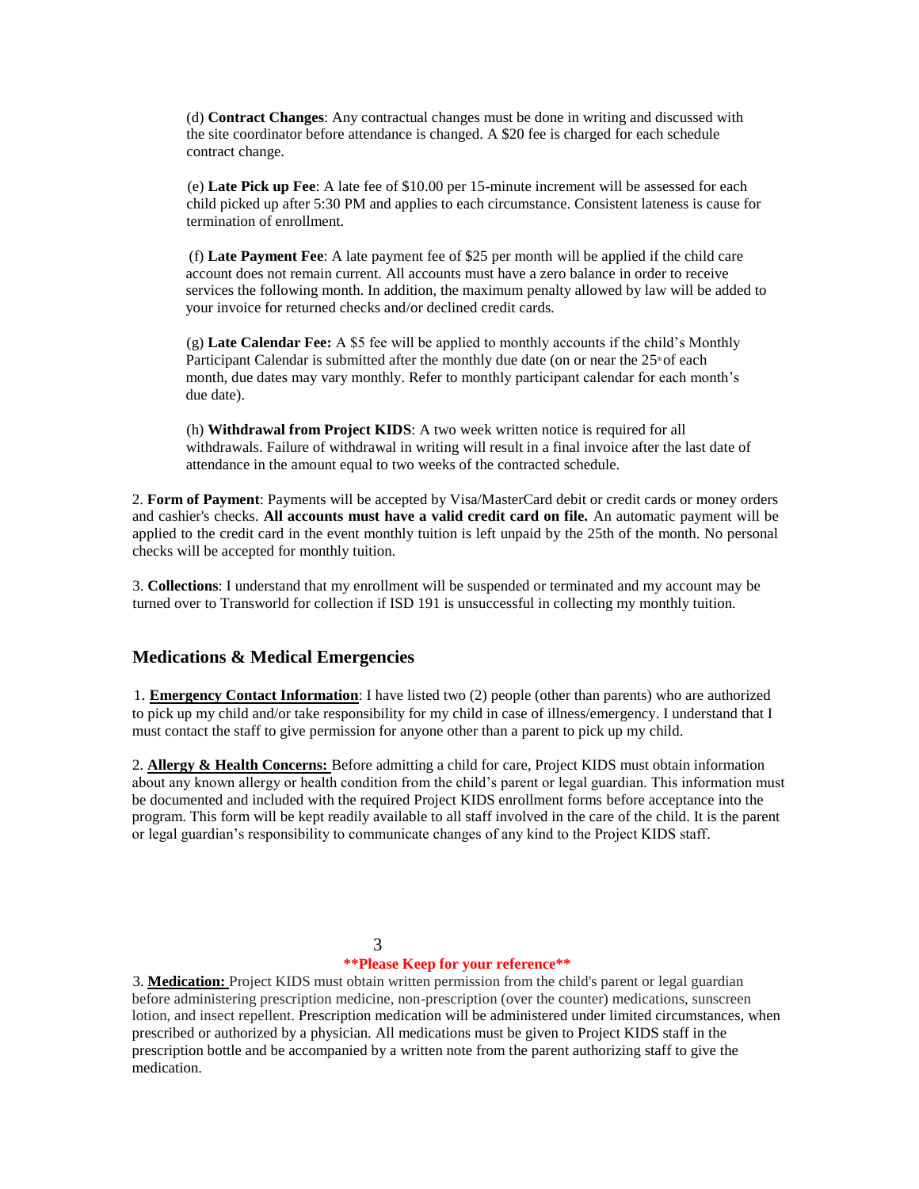(d) **Contract Changes**: Any contractual changes must be done in writing and discussed with the site coordinator before attendance is changed. A $20 fee is charged for each schedule contract change.

(e) **Late Pick up Fee**: A late fee of $10.00 per 15-minute increment will be assessed for each child picked up after 5:30 PM and applies to each circumstance. Consistent lateness is cause for termination of enrollment.

(f) **Late Payment Fee**: A late payment fee of $25 per month will be applied if the child care account does not remain current. All accounts must have a zero balance in order to receive services the following month. In addition, the maximum penalty allowed by law will be added to your invoice for returned checks and/or declined credit cards.

(g) **Late Calendar Fee:** A $5 fee will be applied to monthly accounts if the child's Monthly Participant Calendar is submitted after the monthly due date (on or near the 25th of each month, due dates may vary monthly. Refer to monthly participant calendar for each month's due date).

(h) **Withdrawal from Project KIDS**: A two week written notice is required for all withdrawals. Failure of withdrawal in writing will result in a final invoice after the last date of attendance in the amount equal to two weeks of the contracted schedule.

2. **Form of Payment**: Payments will be accepted by Visa/MasterCard debit or credit cards or money orders and cashier's checks. **All accounts must have a valid credit card on file.** An automatic payment will be applied to the credit card in the event monthly tuition is left unpaid by the 25th of the month. No personal checks will be accepted for monthly tuition.

3. **Collections**: I understand that my enrollment will be suspended or terminated and my account may be turned over to Transworld for collection if ISD 191 is unsuccessful in collecting my monthly tuition.

## Medications & Medical Emergencies

1. **Emergency Contact Information**: I have listed two (2) people (other than parents) who are authorized to pick up my child and/or take responsibility for my child in case of illness/emergency. I understand that I must contact the staff to give permission for anyone other than a parent to pick up my child.

2. **Allergy & Health Concerns:** Before admitting a child for care, Project KIDS must obtain information about any known allergy or health condition from the child's parent or legal guardian. This information must be documented and included with the required Project KIDS enrollment forms before acceptance into the program. This form will be kept readily available to all staff involved in the care of the child. It is the parent or legal guardian's responsibility to communicate changes of any kind to the Project KIDS staff.

**\*\*Please Keep for your reference\*\***

3. **Medication:** Project KIDS must obtain written permission from the child's parent or legal guardian before administering prescription medicine, non-prescription (over the counter) medications, sunscreen lotion, and insect repellent. Prescription medication will be administered under limited circumstances, when prescribed or authorized by a physician. All medications must be given to Project KIDS staff in the prescription bottle and be accompanied by a written note from the parent authorizing staff to give the medication.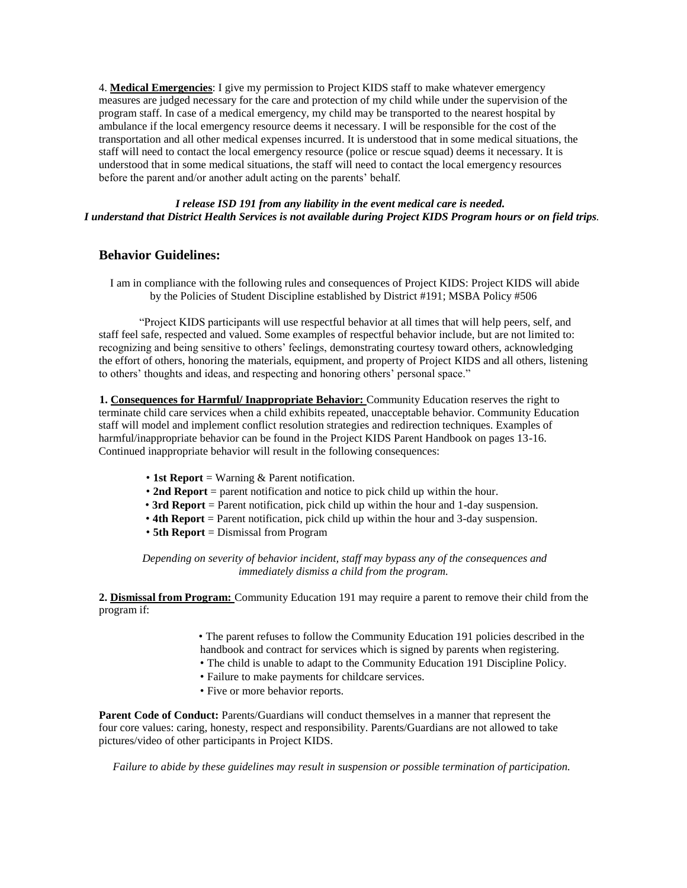4. **Medical Emergencies**: I give my permission to Project KIDS staff to make whatever emergency measures are judged necessary for the care and protection of my child while under the supervision of the program staff. In case of a medical emergency, my child may be transported to the nearest hospital by ambulance if the local emergency resource deems it necessary. I will be responsible for the cost of the transportation and all other medical expenses incurred. It is understood that in some medical situations, the staff will need to contact the local emergency resource (police or rescue squad) deems it necessary. It is understood that in some medical situations, the staff will need to contact the local emergency resources before the parent and/or another adult acting on the parents' behalf.

***I release ISD 191 from any liability in the event medical care is needed.***
***I understand that District Health Services is not available during Project KIDS Program hours or on field trips.***

## Behavior Guidelines:

I am in compliance with the following rules and consequences of Project KIDS: Project KIDS will abide by the Policies of Student Discipline established by District #191; MSBA Policy #506

"Project KIDS participants will use respectful behavior at all times that will help peers, self, and staff feel safe, respected and valued. Some examples of respectful behavior include, but are not limited to: recognizing and being sensitive to others' feelings, demonstrating courtesy toward others, acknowledging the effort of others, honoring the materials, equipment, and property of Project KIDS and all others, listening to others' thoughts and ideas, and respecting and honoring others' personal space."

**1. Consequences for Harmful/ Inappropriate Behavior:** Community Education reserves the right to terminate child care services when a child exhibits repeated, unacceptable behavior. Community Education staff will model and implement conflict resolution strategies and redirection techniques. Examples of harmful/inappropriate behavior can be found in the Project KIDS Parent Handbook on pages 13-16. Continued inappropriate behavior will result in the following consequences:

- **1st Report** = Warning & Parent notification.
- **2nd Report** = parent notification and notice to pick child up within the hour.
- **3rd Report** = Parent notification, pick child up within the hour and 1-day suspension.
- **4th Report** = Parent notification, pick child up within the hour and 3-day suspension.
- **5th Report** = Dismissal from Program

*Depending on severity of behavior incident, staff may bypass any of the consequences and immediately dismiss a child from the program.*

**2. Dismissal from Program:** Community Education 191 may require a parent to remove their child from the program if:

- The parent refuses to follow the Community Education 191 policies described in the handbook and contract for services which is signed by parents when registering.
- The child is unable to adapt to the Community Education 191 Discipline Policy.
- Failure to make payments for childcare services.
- Five or more behavior reports.

**Parent Code of Conduct:** Parents/Guardians will conduct themselves in a manner that represent the four core values: caring, honesty, respect and responsibility. Parents/Guardians are not allowed to take pictures/video of other participants in Project KIDS.

*Failure to abide by these guidelines may result in suspension or possible termination of participation.*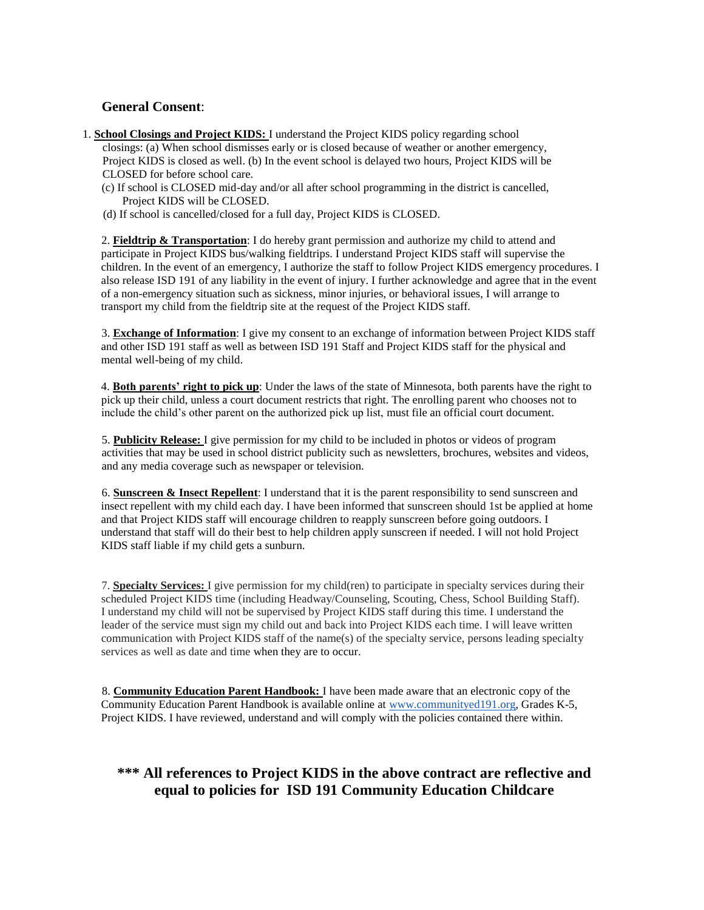## General Consent:

1. **School Closings and Project KIDS:** I understand the Project KIDS policy regarding school closings: (a) When school dismisses early or is closed because of weather or another emergency, Project KIDS is closed as well. (b) In the event school is delayed two hours, Project KIDS will be CLOSED for before school care.
   (c) If school is CLOSED mid-day and/or all after school programming in the district is cancelled, Project KIDS will be CLOSED.
   (d) If school is cancelled/closed for a full day, Project KIDS is CLOSED.

2. **Fieldtrip & Transportation**: I do hereby grant permission and authorize my child to attend and participate in Project KIDS bus/walking fieldtrips. I understand Project KIDS staff will supervise the children. In the event of an emergency, I authorize the staff to follow Project KIDS emergency procedures. I also release ISD 191 of any liability in the event of injury. I further acknowledge and agree that in the event of a non-emergency situation such as sickness, minor injuries, or behavioral issues, I will arrange to transport my child from the fieldtrip site at the request of the Project KIDS staff.

3. **Exchange of Information**: I give my consent to an exchange of information between Project KIDS staff and other ISD 191 staff as well as between ISD 191 Staff and Project KIDS staff for the physical and mental well-being of my child.

4. **Both parents' right to pick up**: Under the laws of the state of Minnesota, both parents have the right to pick up their child, unless a court document restricts that right. The enrolling parent who chooses not to include the child's other parent on the authorized pick up list, must file an official court document.

5. **Publicity Release:** I give permission for my child to be included in photos or videos of program activities that may be used in school district publicity such as newsletters, brochures, websites and videos, and any media coverage such as newspaper or television.

6. **Sunscreen & Insect Repellent**: I understand that it is the parent responsibility to send sunscreen and insect repellent with my child each day. I have been informed that sunscreen should 1st be applied at home and that Project KIDS staff will encourage children to reapply sunscreen before going outdoors. I understand that staff will do their best to help children apply sunscreen if needed. I will not hold Project KIDS staff liable if my child gets a sunburn.

7. **Specialty Services:** I give permission for my child(ren) to participate in specialty services during their scheduled Project KIDS time (including Headway/Counseling, Scouting, Chess, School Building Staff). I understand my child will not be supervised by Project KIDS staff during this time. I understand the leader of the service must sign my child out and back into Project KIDS each time. I will leave written communication with Project KIDS staff of the name(s) of the specialty service, persons leading specialty services as well as date and time when they are to occur.

8. **Community Education Parent Handbook:** I have been made aware that an electronic copy of the Community Education Parent Handbook is available online at www.communityed191.org, Grades K-5, Project KIDS. I have reviewed, understand and will comply with the policies contained there within.

**\*\*\* All references to Project KIDS in the above contract are reflective and equal to policies for ISD 191 Community Education Childcare**